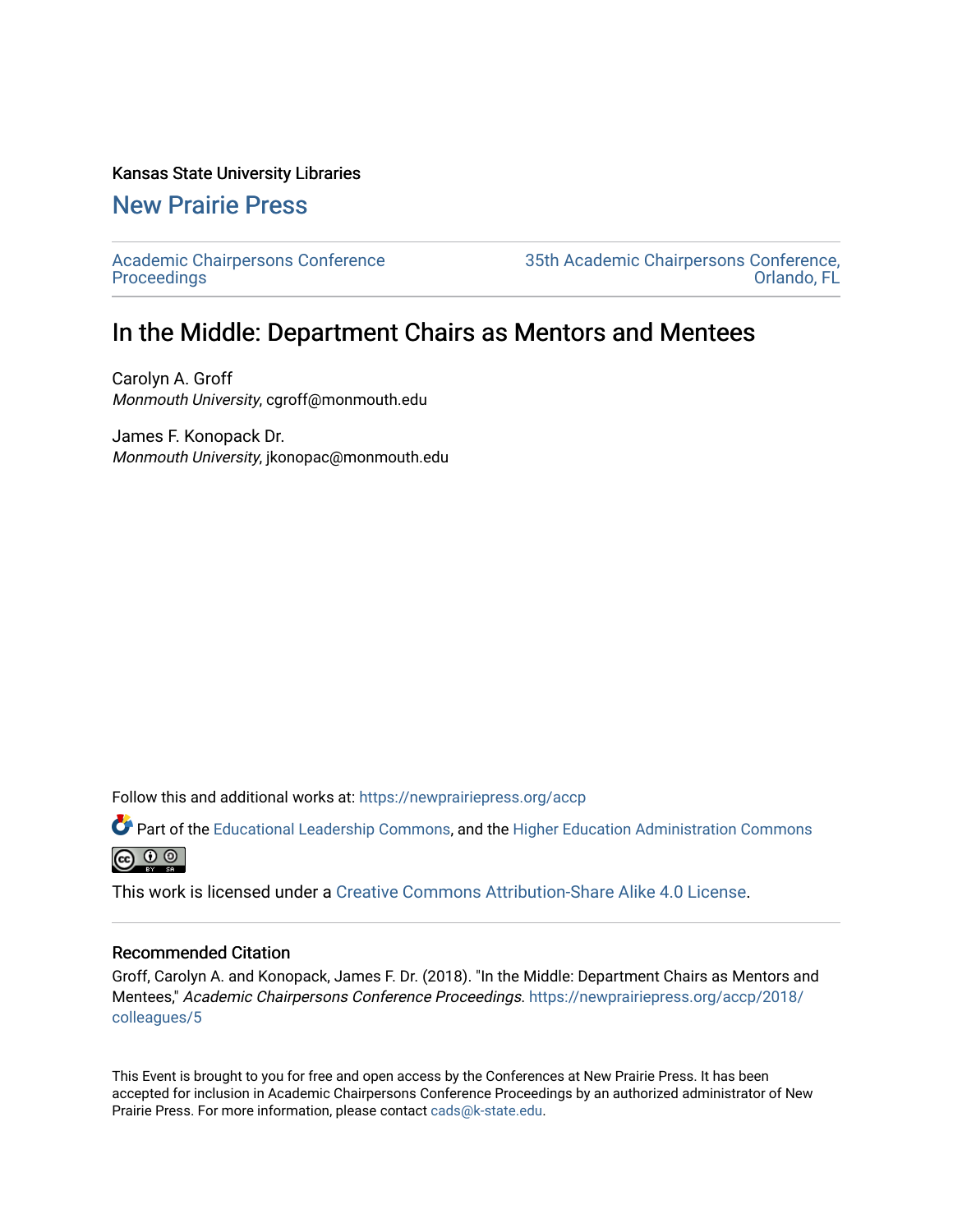Kansas State University Libraries

**New Prairie Press**

Academic Chairpersons Conference Proceedings

35th Academic Chairpersons Conference, Orlando, FL

# In the Middle: Department Chairs as Mentors and Mentees

Carolyn A. Groff
*Monmouth University*, cgroff@monmouth.edu

James F. Konopack Dr.
*Monmouth University*, jkonopac@monmouth.edu

Follow this and additional works at: https://newprairiepress.org/accp

Part of the Educational Leadership Commons, and the Higher Education Administration Commons

This work is licensed under a Creative Commons Attribution-Share Alike 4.0 License.

## Recommended Citation

Groff, Carolyn A. and Konopack, James F. Dr. (2018). "In the Middle: Department Chairs as Mentors and Mentees," *Academic Chairpersons Conference Proceedings*. https://newprairiepress.org/accp/2018/colleagues/5

This Event is brought to you for free and open access by the Conferences at New Prairie Press. It has been accepted for inclusion in Academic Chairpersons Conference Proceedings by an authorized administrator of New Prairie Press. For more information, please contact cads@k-state.edu.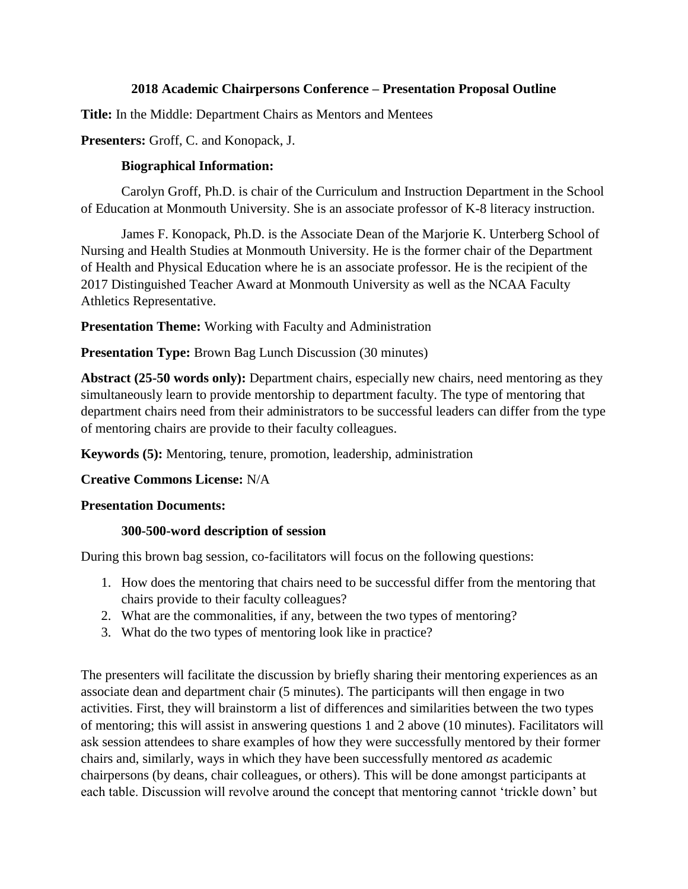**2018 Academic Chairpersons Conference – Presentation Proposal Outline**

**Title:** In the Middle: Department Chairs as Mentors and Mentees

**Presenters:** Groff, C. and Konopack, J.

**Biographical Information:**

Carolyn Groff, Ph.D. is chair of the Curriculum and Instruction Department in the School of Education at Monmouth University. She is an associate professor of K-8 literacy instruction.

James F. Konopack, Ph.D. is the Associate Dean of the Marjorie K. Unterberg School of Nursing and Health Studies at Monmouth University. He is the former chair of the Department of Health and Physical Education where he is an associate professor. He is the recipient of the 2017 Distinguished Teacher Award at Monmouth University as well as the NCAA Faculty Athletics Representative.

**Presentation Theme:** Working with Faculty and Administration

**Presentation Type:** Brown Bag Lunch Discussion (30 minutes)

**Abstract (25-50 words only):** Department chairs, especially new chairs, need mentoring as they simultaneously learn to provide mentorship to department faculty. The type of mentoring that department chairs need from their administrators to be successful leaders can differ from the type of mentoring chairs are provide to their faculty colleagues.

**Keywords (5):** Mentoring, tenure, promotion, leadership, administration

**Creative Commons License:** N/A

**Presentation Documents:**

**300-500-word description of session**

During this brown bag session, co-facilitators will focus on the following questions:

1. How does the mentoring that chairs need to be successful differ from the mentoring that chairs provide to their faculty colleagues?
2. What are the commonalities, if any, between the two types of mentoring?
3. What do the two types of mentoring look like in practice?

The presenters will facilitate the discussion by briefly sharing their mentoring experiences as an associate dean and department chair (5 minutes). The participants will then engage in two activities. First, they will brainstorm a list of differences and similarities between the two types of mentoring; this will assist in answering questions 1 and 2 above (10 minutes). Facilitators will ask session attendees to share examples of how they were successfully mentored by their former chairs and, similarly, ways in which they have been successfully mentored *as* academic chairpersons (by deans, chair colleagues, or others). This will be done amongst participants at each table. Discussion will revolve around the concept that mentoring cannot 'trickle down' but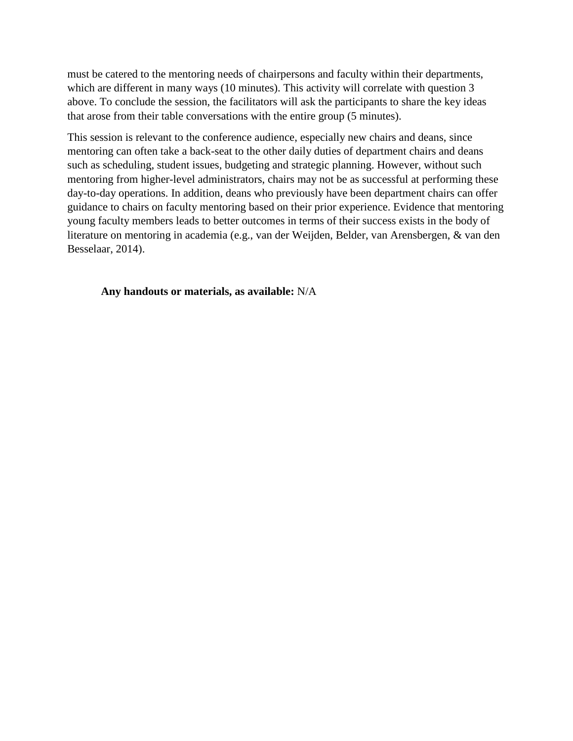must be catered to the mentoring needs of chairpersons and faculty within their departments, which are different in many ways (10 minutes). This activity will correlate with question 3 above. To conclude the session, the facilitators will ask the participants to share the key ideas that arose from their table conversations with the entire group (5 minutes).

This session is relevant to the conference audience, especially new chairs and deans, since mentoring can often take a back-seat to the other daily duties of department chairs and deans such as scheduling, student issues, budgeting and strategic planning. However, without such mentoring from higher-level administrators, chairs may not be as successful at performing these day-to-day operations. In addition, deans who previously have been department chairs can offer guidance to chairs on faculty mentoring based on their prior experience. Evidence that mentoring young faculty members leads to better outcomes in terms of their success exists in the body of literature on mentoring in academia (e.g., van der Weijden, Belder, van Arensbergen, & van den Besselaar, 2014).

**Any handouts or materials, as available:** N/A